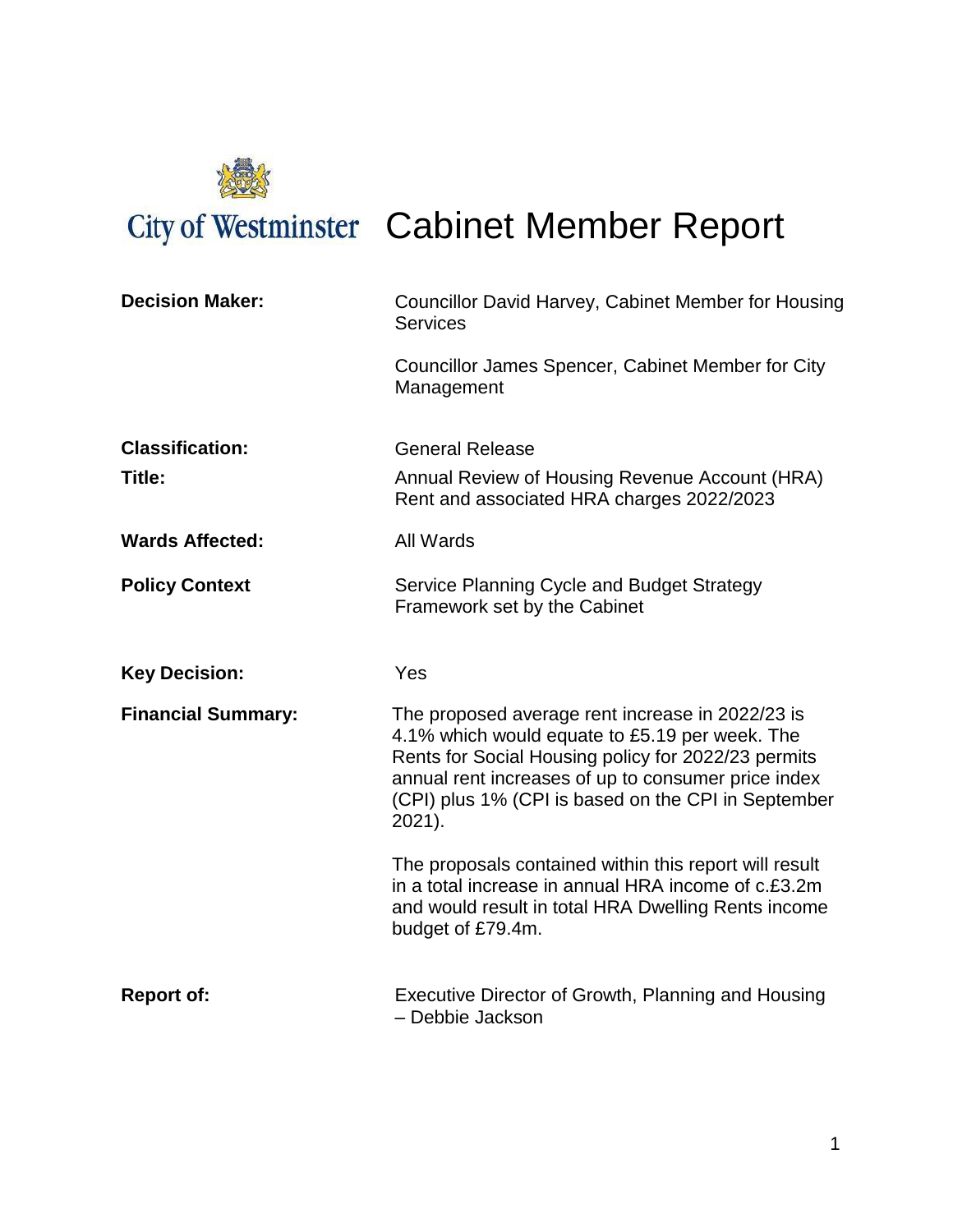City of Westminster

# Cabinet Member Report

| | |
|---|---|
| **Decision Maker:** | Councillor David Harvey, Cabinet Member for Housing Services<br><br>Councillor James Spencer, Cabinet Member for City Management |
| **Classification:** | General Release |
| **Title:** | Annual Review of Housing Revenue Account (HRA) Rent and associated HRA charges 2022/2023 |
| **Wards Affected:** | All Wards |
| **Policy Context** | Service Planning Cycle and Budget Strategy Framework set by the Cabinet |
| **Key Decision:** | Yes |
| **Financial Summary:** | The proposed average rent increase in 2022/23 is 4.1% which would equate to £5.19 per week. The Rents for Social Housing policy for 2022/23 permits annual rent increases of up to consumer price index (CPI) plus 1% (CPI is based on the CPI in September 2021).<br><br>The proposals contained within this report will result in a total increase in annual HRA income of c.£3.2m and would result in total HRA Dwelling Rents income budget of £79.4m. |
| **Report of:** | Executive Director of Growth, Planning and Housing – Debbie Jackson |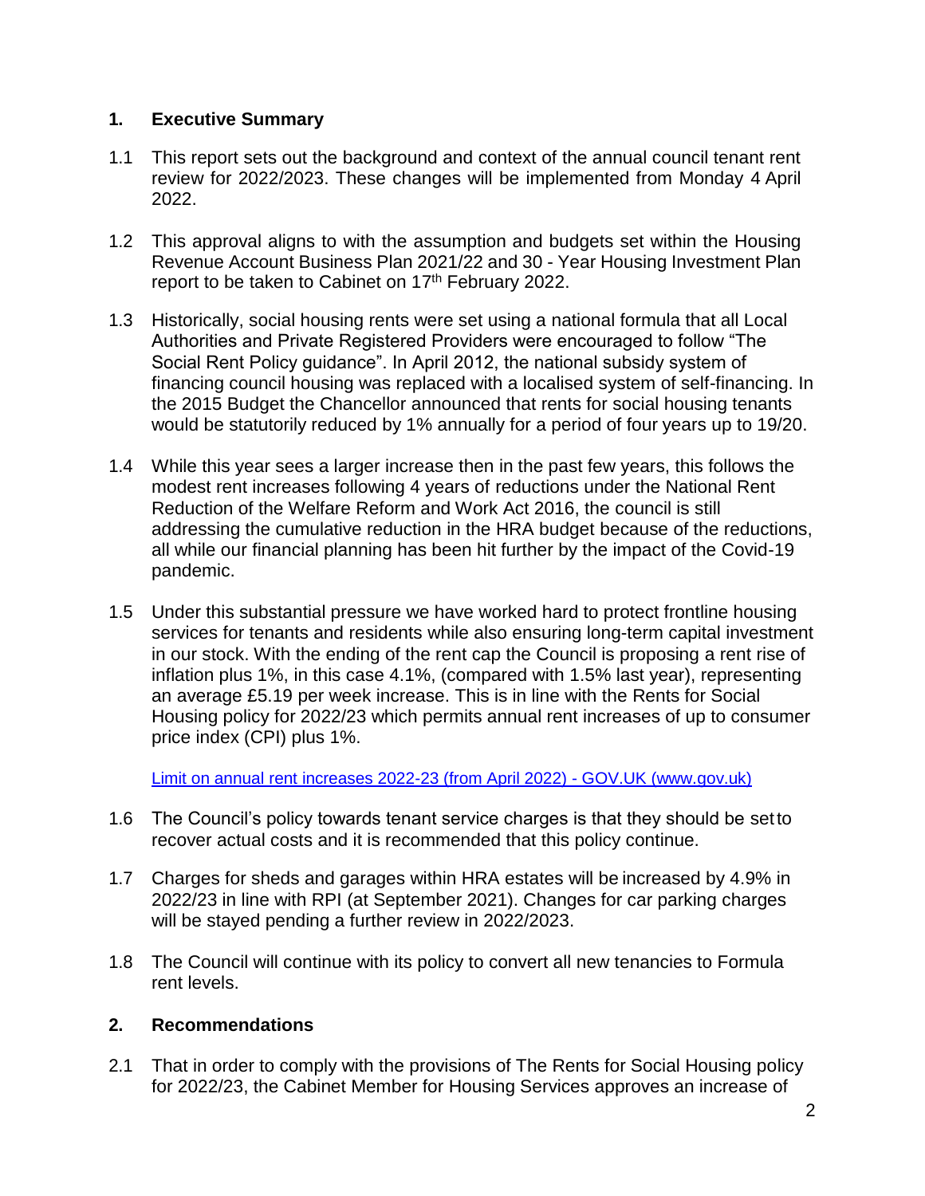## 1. Executive Summary

1.1 This report sets out the background and context of the annual council tenant rent review for 2022/2023. These changes will be implemented from Monday 4 April 2022.

1.2 This approval aligns to with the assumption and budgets set within the Housing Revenue Account Business Plan 2021/22 and 30 - Year Housing Investment Plan report to be taken to Cabinet on 17th February 2022.

1.3 Historically, social housing rents were set using a national formula that all Local Authorities and Private Registered Providers were encouraged to follow "The Social Rent Policy guidance". In April 2012, the national subsidy system of financing council housing was replaced with a localised system of self-financing. In the 2015 Budget the Chancellor announced that rents for social housing tenants would be statutorily reduced by 1% annually for a period of four years up to 19/20.

1.4 While this year sees a larger increase then in the past few years, this follows the modest rent increases following 4 years of reductions under the National Rent Reduction of the Welfare Reform and Work Act 2016, the council is still addressing the cumulative reduction in the HRA budget because of the reductions, all while our financial planning has been hit further by the impact of the Covid-19 pandemic.

1.5 Under this substantial pressure we have worked hard to protect frontline housing services for tenants and residents while also ensuring long-term capital investment in our stock. With the ending of the rent cap the Council is proposing a rent rise of inflation plus 1%, in this case 4.1%, (compared with 1.5% last year), representing an average £5.19 per week increase. This is in line with the Rents for Social Housing policy for 2022/23 which permits annual rent increases of up to consumer price index (CPI) plus 1%.

[Limit on annual rent increases 2022-23 (from April 2022) - GOV.UK (www.gov.uk)]

1.6 The Council's policy towards tenant service charges is that they should be set to recover actual costs and it is recommended that this policy continue.

1.7 Charges for sheds and garages within HRA estates will be increased by 4.9% in 2022/23 in line with RPI (at September 2021). Changes for car parking charges will be stayed pending a further review in 2022/2023.

1.8 The Council will continue with its policy to convert all new tenancies to Formula rent levels.

## 2. Recommendations

2.1 That in order to comply with the provisions of The Rents for Social Housing policy for 2022/23, the Cabinet Member for Housing Services approves an increase of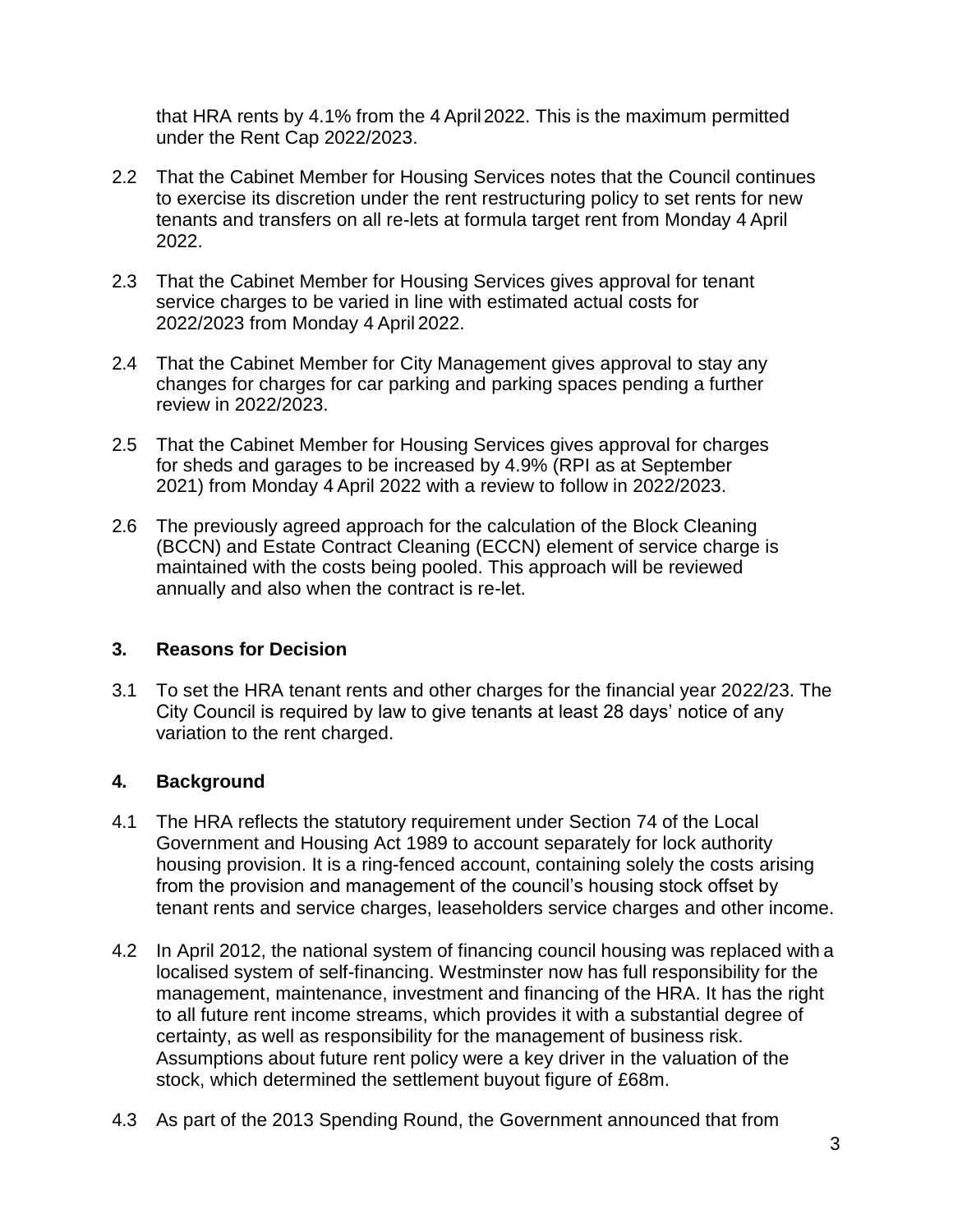that HRA rents by 4.1% from the 4 April 2022. This is the maximum permitted under the Rent Cap 2022/2023.

2.2 That the Cabinet Member for Housing Services notes that the Council continues to exercise its discretion under the rent restructuring policy to set rents for new tenants and transfers on all re-lets at formula target rent from Monday 4 April 2022.

2.3 That the Cabinet Member for Housing Services gives approval for tenant service charges to be varied in line with estimated actual costs for 2022/2023 from Monday 4 April 2022.

2.4 That the Cabinet Member for City Management gives approval to stay any changes for charges for car parking and parking spaces pending a further review in 2022/2023.

2.5 That the Cabinet Member for Housing Services gives approval for charges for sheds and garages to be increased by 4.9% (RPI as at September 2021) from Monday 4 April 2022 with a review to follow in 2022/2023.

2.6 The previously agreed approach for the calculation of the Block Cleaning (BCCN) and Estate Contract Cleaning (ECCN) element of service charge is maintained with the costs being pooled. This approach will be reviewed annually and also when the contract is re-let.

## 3. Reasons for Decision

3.1 To set the HRA tenant rents and other charges for the financial year 2022/23. The City Council is required by law to give tenants at least 28 days' notice of any variation to the rent charged.

## 4. Background

4.1 The HRA reflects the statutory requirement under Section 74 of the Local Government and Housing Act 1989 to account separately for lock authority housing provision. It is a ring-fenced account, containing solely the costs arising from the provision and management of the council's housing stock offset by tenant rents and service charges, leaseholders service charges and other income.

4.2 In April 2012, the national system of financing council housing was replaced with a localised system of self-financing. Westminster now has full responsibility for the management, maintenance, investment and financing of the HRA. It has the right to all future rent income streams, which provides it with a substantial degree of certainty, as well as responsibility for the management of business risk. Assumptions about future rent policy were a key driver in the valuation of the stock, which determined the settlement buyout figure of £68m.

4.3 As part of the 2013 Spending Round, the Government announced that from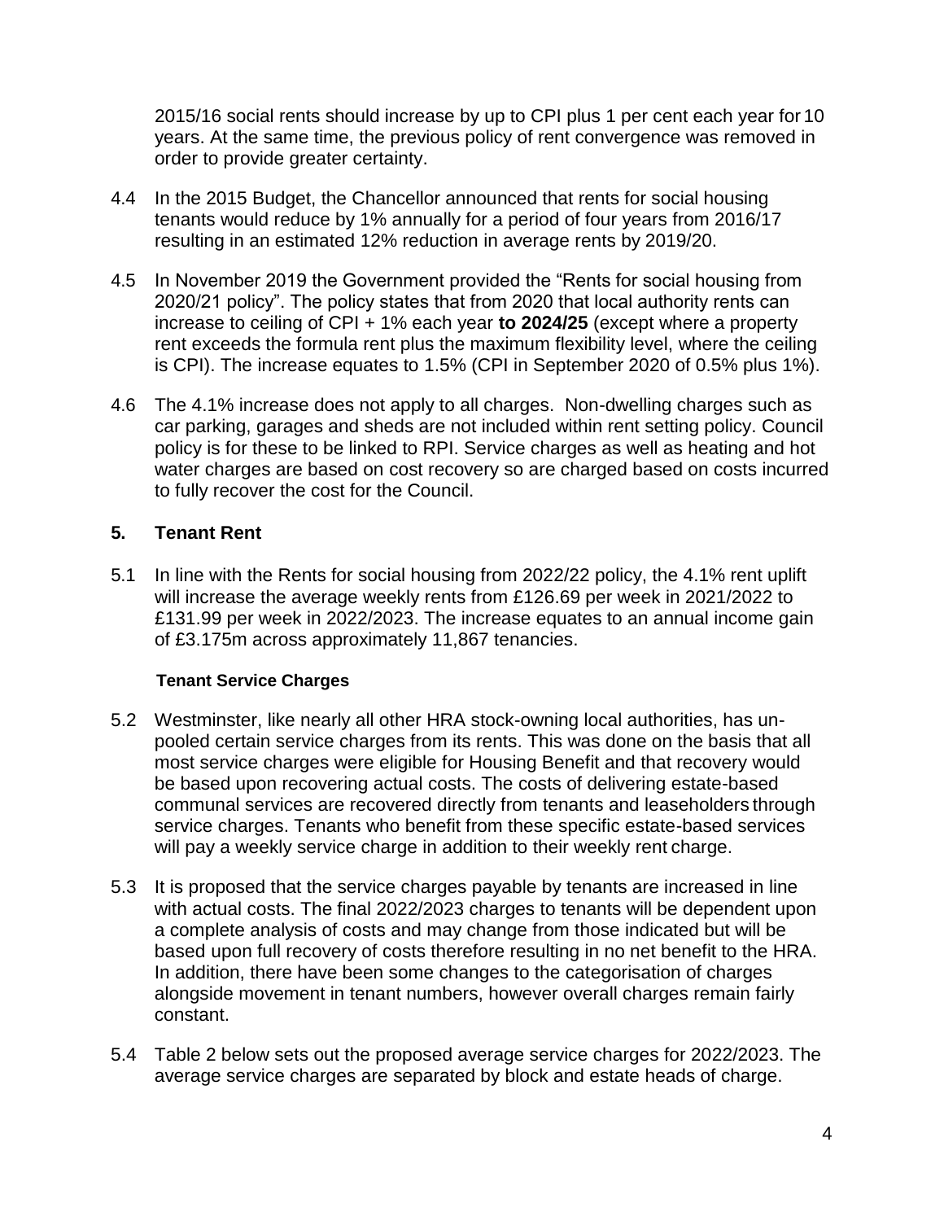2015/16 social rents should increase by up to CPI plus 1 per cent each year for 10 years. At the same time, the previous policy of rent convergence was removed in order to provide greater certainty.

4.4 In the 2015 Budget, the Chancellor announced that rents for social housing tenants would reduce by 1% annually for a period of four years from 2016/17 resulting in an estimated 12% reduction in average rents by 2019/20.

4.5 In November 2019 the Government provided the "Rents for social housing from 2020/21 policy". The policy states that from 2020 that local authority rents can increase to ceiling of CPI + 1% each year **to 2024/25** (except where a property rent exceeds the formula rent plus the maximum flexibility level, where the ceiling is CPI). The increase equates to 1.5% (CPI in September 2020 of 0.5% plus 1%).

4.6 The 4.1% increase does not apply to all charges. Non-dwelling charges such as car parking, garages and sheds are not included within rent setting policy. Council policy is for these to be linked to RPI. Service charges as well as heating and hot water charges are based on cost recovery so are charged based on costs incurred to fully recover the cost for the Council.

## 5. Tenant Rent

5.1 In line with the Rents for social housing from 2022/22 policy, the 4.1% rent uplift will increase the average weekly rents from £126.69 per week in 2021/2022 to £131.99 per week in 2022/2023. The increase equates to an annual income gain of £3.175m across approximately 11,867 tenancies.

### Tenant Service Charges

5.2 Westminster, like nearly all other HRA stock-owning local authorities, has un-pooled certain service charges from its rents. This was done on the basis that all most service charges were eligible for Housing Benefit and that recovery would be based upon recovering actual costs. The costs of delivering estate-based communal services are recovered directly from tenants and leaseholders through service charges. Tenants who benefit from these specific estate-based services will pay a weekly service charge in addition to their weekly rent charge.

5.3 It is proposed that the service charges payable by tenants are increased in line with actual costs. The final 2022/2023 charges to tenants will be dependent upon a complete analysis of costs and may change from those indicated but will be based upon full recovery of costs therefore resulting in no net benefit to the HRA. In addition, there have been some changes to the categorisation of charges alongside movement in tenant numbers, however overall charges remain fairly constant.

5.4 Table 2 below sets out the proposed average service charges for 2022/2023. The average service charges are separated by block and estate heads of charge.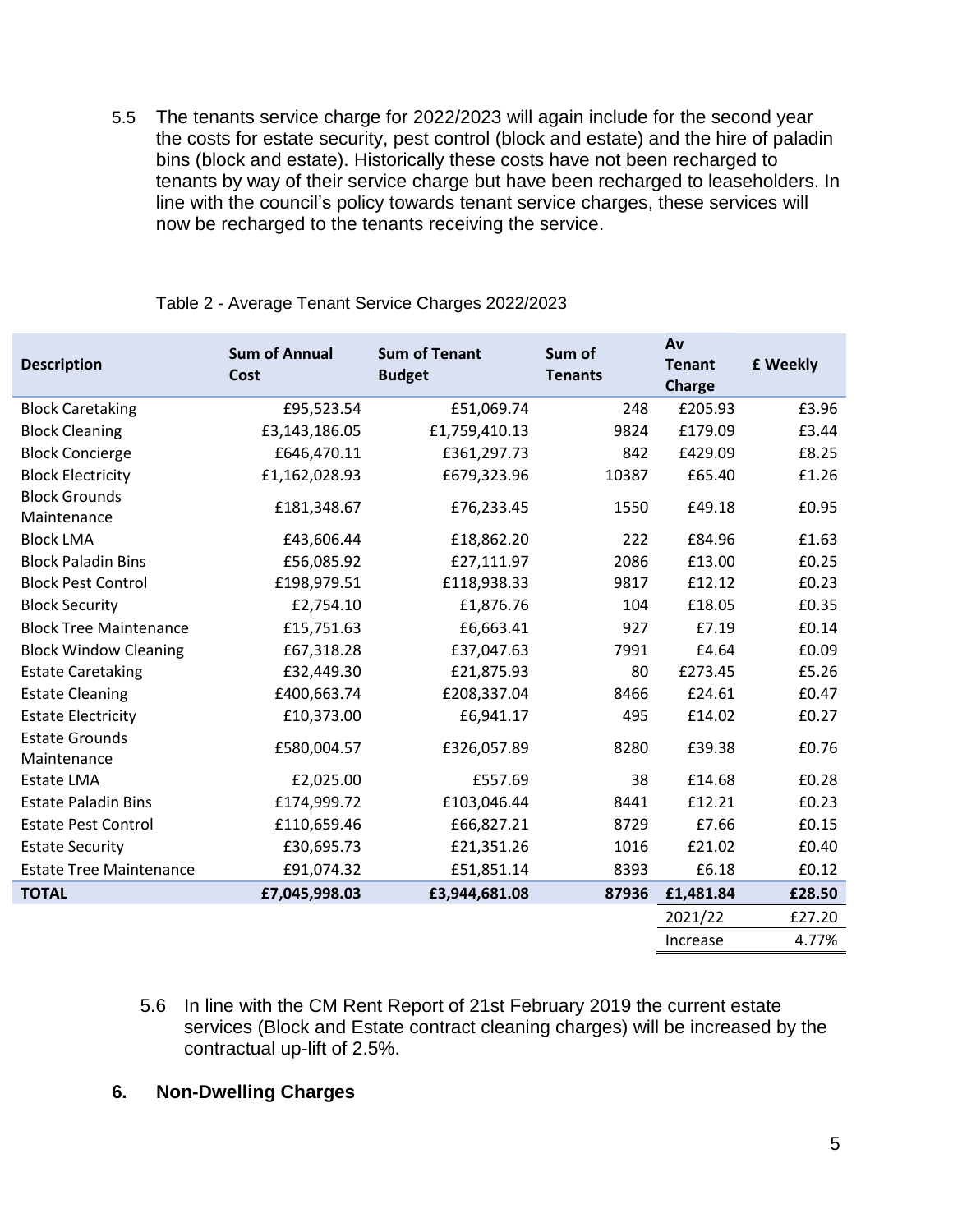5.5 The tenants service charge for 2022/2023 will again include for the second year the costs for estate security, pest control (block and estate) and the hire of paladin bins (block and estate). Historically these costs have not been recharged to tenants by way of their service charge but have been recharged to leaseholders. In line with the council's policy towards tenant service charges, these services will now be recharged to the tenants receiving the service.

Table 2 - Average Tenant Service Charges 2022/2023

| Description | Sum of Annual Cost | Sum of Tenant Budget | Sum of Tenants | Av Tenant Charge | £ Weekly |
|---|---|---|---|---|---|
| Block Caretaking | £95,523.54 | £51,069.74 | 248 | £205.93 | £3.96 |
| Block Cleaning | £3,143,186.05 | £1,759,410.13 | 9824 | £179.09 | £3.44 |
| Block Concierge | £646,470.11 | £361,297.73 | 842 | £429.09 | £8.25 |
| Block Electricity | £1,162,028.93 | £679,323.96 | 10387 | £65.40 | £1.26 |
| Block Grounds Maintenance | £181,348.67 | £76,233.45 | 1550 | £49.18 | £0.95 |
| Block LMA | £43,606.44 | £18,862.20 | 222 | £84.96 | £1.63 |
| Block Paladin Bins | £56,085.92 | £27,111.97 | 2086 | £13.00 | £0.25 |
| Block Pest Control | £198,979.51 | £118,938.33 | 9817 | £12.12 | £0.23 |
| Block Security | £2,754.10 | £1,876.76 | 104 | £18.05 | £0.35 |
| Block Tree Maintenance | £15,751.63 | £6,663.41 | 927 | £7.19 | £0.14 |
| Block Window Cleaning | £67,318.28 | £37,047.63 | 7991 | £4.64 | £0.09 |
| Estate Caretaking | £32,449.30 | £21,875.93 | 80 | £273.45 | £5.26 |
| Estate Cleaning | £400,663.74 | £208,337.04 | 8466 | £24.61 | £0.47 |
| Estate Electricity | £10,373.00 | £6,941.17 | 495 | £14.02 | £0.27 |
| Estate Grounds Maintenance | £580,004.57 | £326,057.89 | 8280 | £39.38 | £0.76 |
| Estate LMA | £2,025.00 | £557.69 | 38 | £14.68 | £0.28 |
| Estate Paladin Bins | £174,999.72 | £103,046.44 | 8441 | £12.21 | £0.23 |
| Estate Pest Control | £110,659.46 | £66,827.21 | 8729 | £7.66 | £0.15 |
| Estate Security | £30,695.73 | £21,351.26 | 1016 | £21.02 | £0.40 |
| Estate Tree Maintenance | £91,074.32 | £51,851.14 | 8393 | £6.18 | £0.12 |
| **TOTAL** | **£7,045,998.03** | **£3,944,681.08** | **87936** | **£1,481.84** | **£28.50** |
| | | | | 2021/22 | £27.20 |
| | | | | Increase | 4.77% |

5.6 In line with the CM Rent Report of 21st February 2019 the current estate services (Block and Estate contract cleaning charges) will be increased by the contractual up-lift of 2.5%.

## 6. Non-Dwelling Charges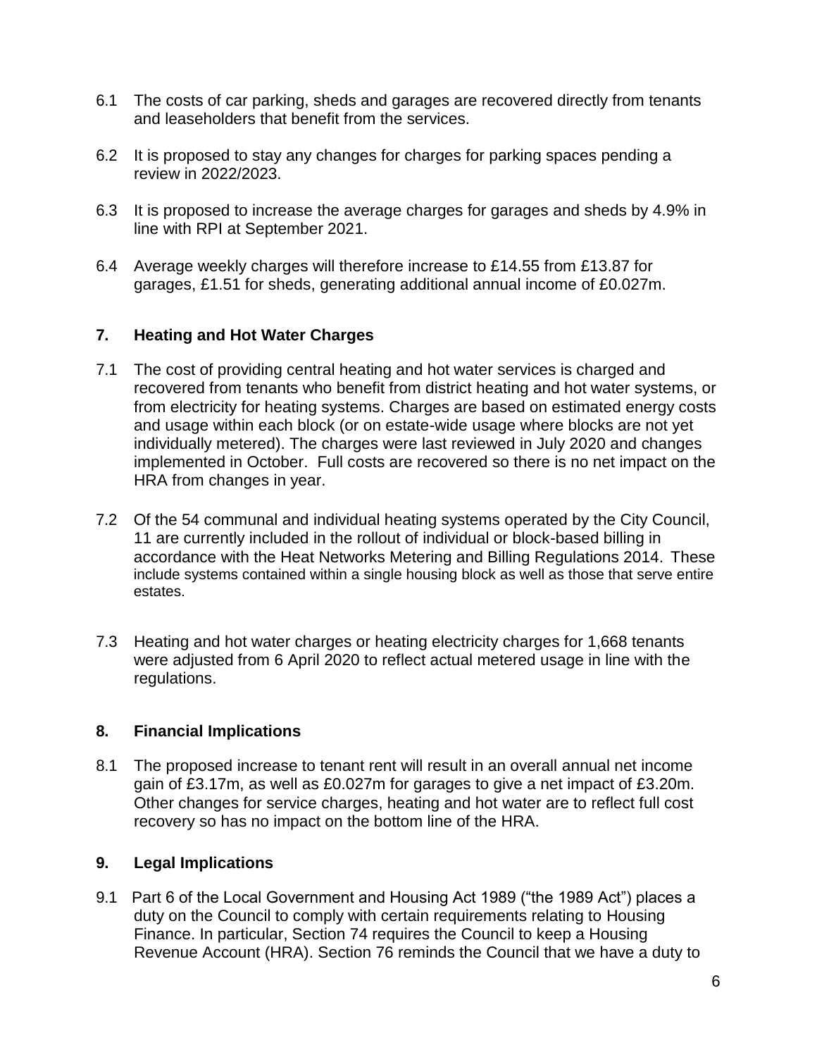6.1 The costs of car parking, sheds and garages are recovered directly from tenants and leaseholders that benefit from the services.

6.2 It is proposed to stay any changes for charges for parking spaces pending a review in 2022/2023.

6.3 It is proposed to increase the average charges for garages and sheds by 4.9% in line with RPI at September 2021.

6.4 Average weekly charges will therefore increase to £14.55 from £13.87 for garages, £1.51 for sheds, generating additional annual income of £0.027m.

## 7. Heating and Hot Water Charges

7.1 The cost of providing central heating and hot water services is charged and recovered from tenants who benefit from district heating and hot water systems, or from electricity for heating systems. Charges are based on estimated energy costs and usage within each block (or on estate-wide usage where blocks are not yet individually metered). The charges were last reviewed in July 2020 and changes implemented in October. Full costs are recovered so there is no net impact on the HRA from changes in year.

7.2 Of the 54 communal and individual heating systems operated by the City Council, 11 are currently included in the rollout of individual or block-based billing in accordance with the Heat Networks Metering and Billing Regulations 2014. These include systems contained within a single housing block as well as those that serve entire estates.

7.3 Heating and hot water charges or heating electricity charges for 1,668 tenants were adjusted from 6 April 2020 to reflect actual metered usage in line with the regulations.

## 8. Financial Implications

8.1 The proposed increase to tenant rent will result in an overall annual net income gain of £3.17m, as well as £0.027m for garages to give a net impact of £3.20m. Other changes for service charges, heating and hot water are to reflect full cost recovery so has no impact on the bottom line of the HRA.

## 9. Legal Implications

9.1 Part 6 of the Local Government and Housing Act 1989 ("the 1989 Act") places a duty on the Council to comply with certain requirements relating to Housing Finance. In particular, Section 74 requires the Council to keep a Housing Revenue Account (HRA). Section 76 reminds the Council that we have a duty to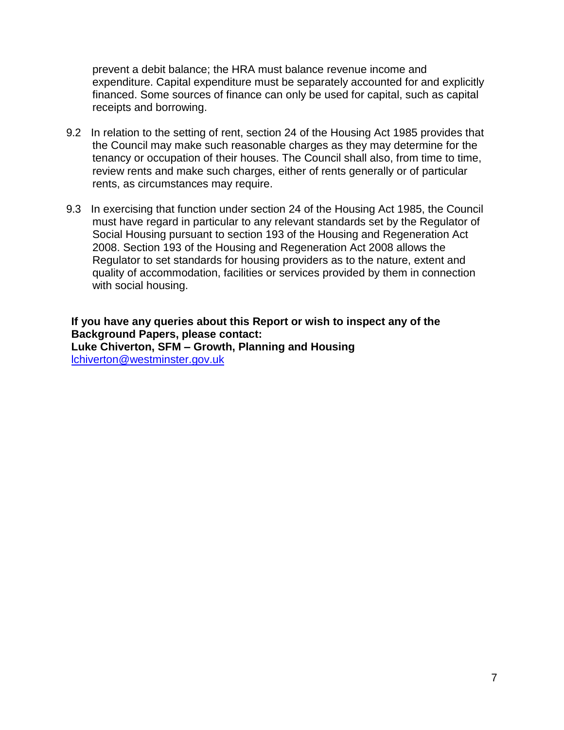prevent a debit balance; the HRA must balance revenue income and expenditure. Capital expenditure must be separately accounted for and explicitly financed. Some sources of finance can only be used for capital, such as capital receipts and borrowing.

9.2 In relation to the setting of rent, section 24 of the Housing Act 1985 provides that the Council may make such reasonable charges as they may determine for the tenancy or occupation of their houses. The Council shall also, from time to time, review rents and make such charges, either of rents generally or of particular rents, as circumstances may require.

9.3 In exercising that function under section 24 of the Housing Act 1985, the Council must have regard in particular to any relevant standards set by the Regulator of Social Housing pursuant to section 193 of the Housing and Regeneration Act 2008. Section 193 of the Housing and Regeneration Act 2008 allows the Regulator to set standards for housing providers as to the nature, extent and quality of accommodation, facilities or services provided by them in connection with social housing.

**If you have any queries about this Report or wish to inspect any of the Background Papers, please contact:**
**Luke Chiverton, SFM – Growth, Planning and Housing**
[lchiverton@westminster.gov.uk](mailto:lchiverton@westminster.gov.uk)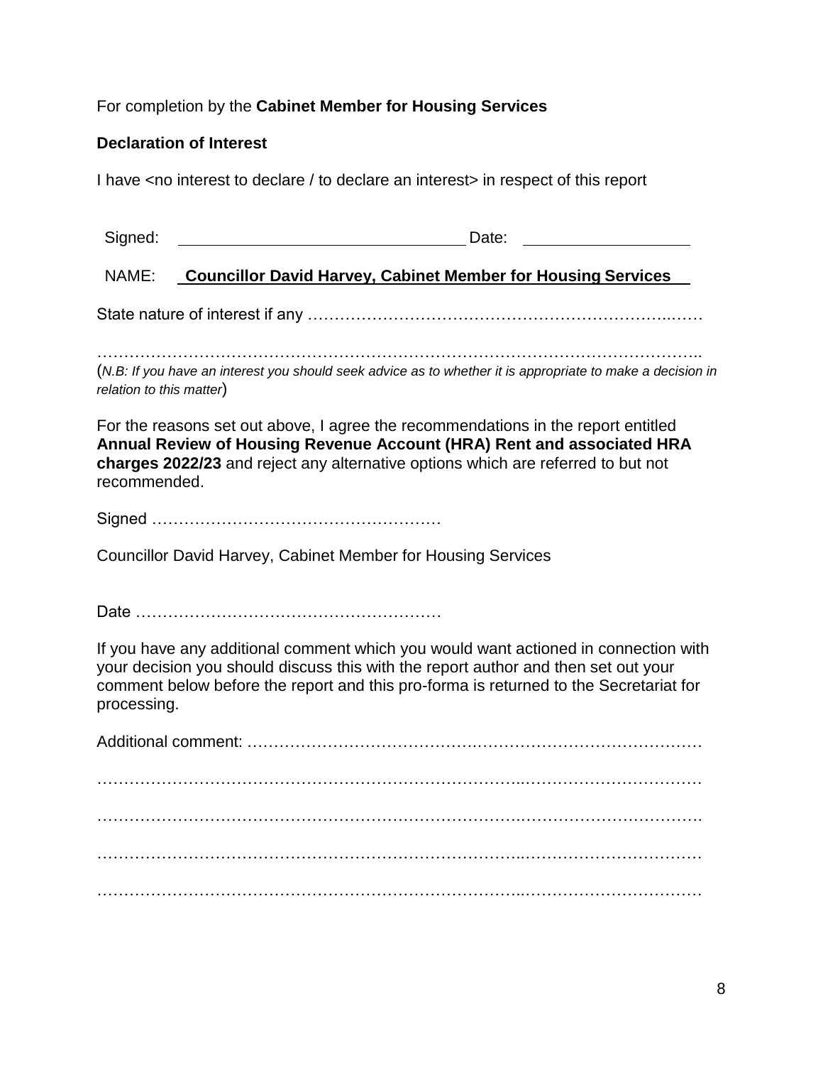For completion by the **Cabinet Member for Housing Services**

**Declaration of Interest**

I have <no interest to declare / to declare an interest> in respect of this report

Signed: \_\_\_\_\_\_\_\_\_\_\_\_\_\_\_\_\_\_\_\_\_\_\_\_\_\_\_\_\_\_\_\_ Date: \_\_\_\_\_\_\_\_\_\_\_\_\_\_\_\_\_\_\_\_

NAME: **Councillor David Harvey, Cabinet Member for Housing Services**

State nature of interest if any ……………………………………………………………..……

………………………………………………………………………………………………..

(*N.B: If you have an interest you should seek advice as to whether it is appropriate to make a decision in relation to this matter*)

For the reasons set out above, I agree the recommendations in the report entitled **Annual Review of Housing Revenue Account (HRA) Rent and associated HRA charges 2022/23** and reject any alternative options which are referred to but not recommended.

Signed ………………………………………………

Councillor David Harvey, Cabinet Member for Housing Services

Date …………………………………………………

If you have any additional comment which you would want actioned in connection with your decision you should discuss this with the report author and then set out your comment below before the report and this pro-forma is returned to the Secretariat for processing.

Additional comment: …………………………………………………………………………

…………………………………………………………………..……………………………

……………………………………………………………………….……………………….

…………………………………………………………………..……………………………

…………………………………………………………………..……………………………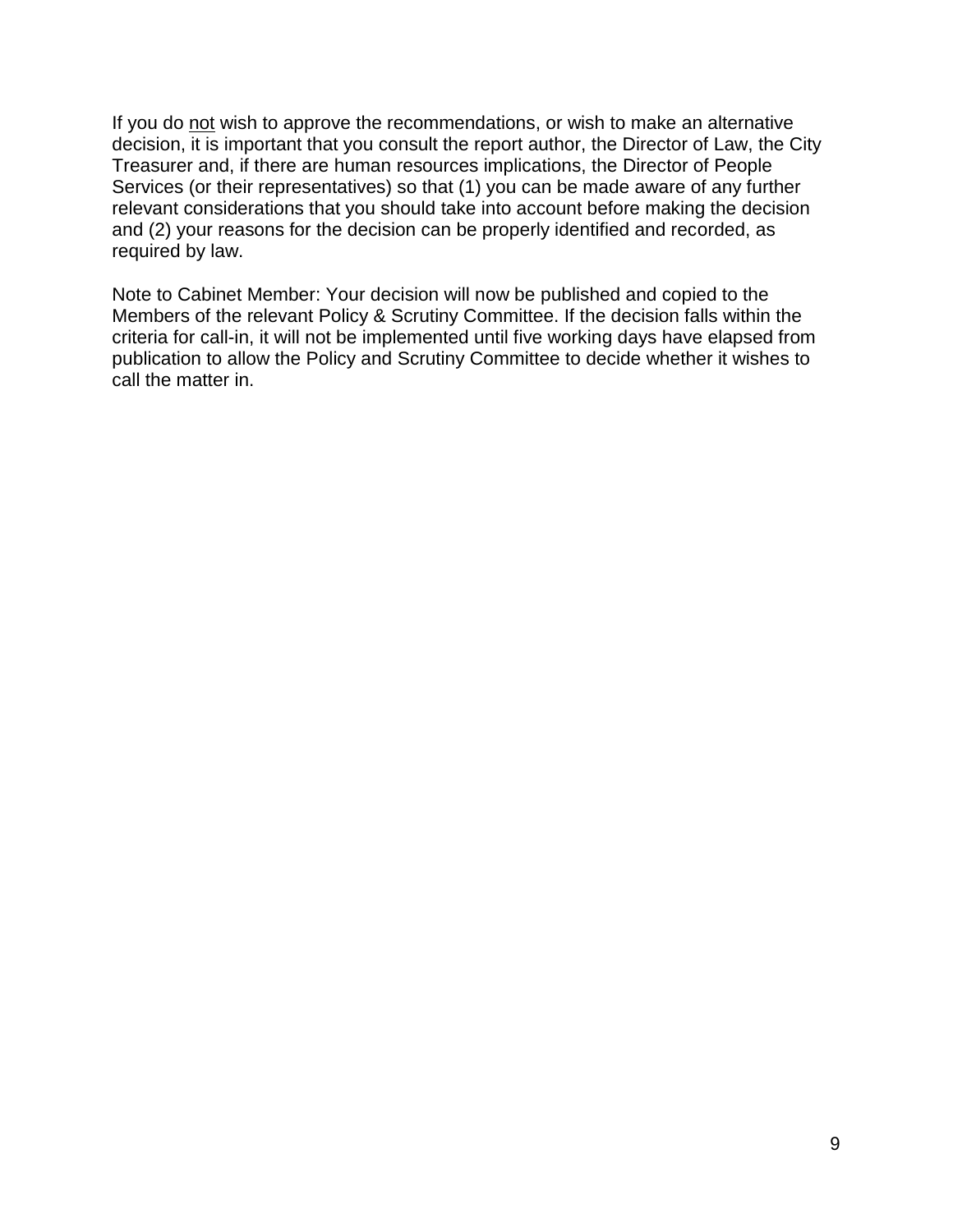If you do <u>not</u> wish to approve the recommendations, or wish to make an alternative decision, it is important that you consult the report author, the Director of Law, the City Treasurer and, if there are human resources implications, the Director of People Services (or their representatives) so that (1) you can be made aware of any further relevant considerations that you should take into account before making the decision and (2) your reasons for the decision can be properly identified and recorded, as required by law.

Note to Cabinet Member: Your decision will now be published and copied to the Members of the relevant Policy & Scrutiny Committee. If the decision falls within the criteria for call-in, it will not be implemented until five working days have elapsed from publication to allow the Policy and Scrutiny Committee to decide whether it wishes to call the matter in.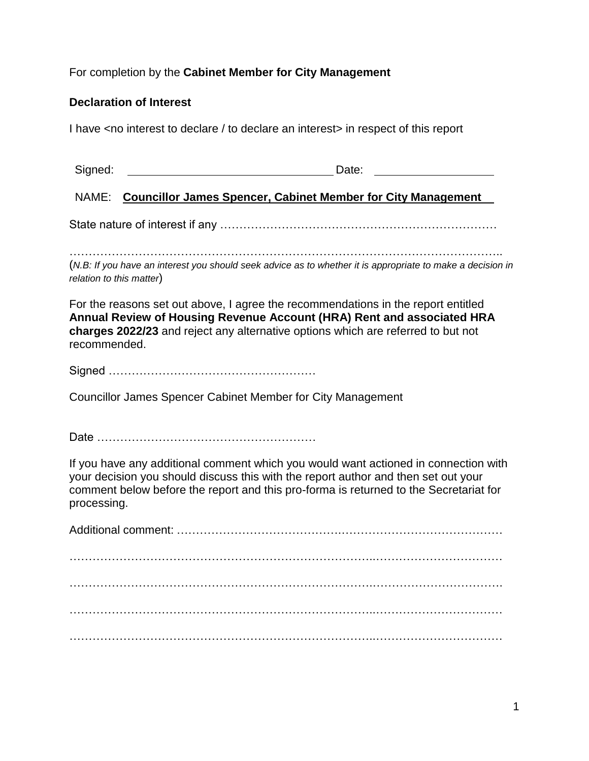For completion by the **Cabinet Member for City Management**

**Declaration of Interest**

I have <no interest to declare / to declare an interest> in respect of this report

Signed: ______________________________ Date: ________________

NAME: **Councillor James Spencer, Cabinet Member for City Management**

State nature of interest if any ……………………………………………………………….

……………………………………………………………………………………………………..

(*N.B: If you have an interest you should seek advice as to whether it is appropriate to make a decision in relation to this matter*)

For the reasons set out above, I agree the recommendations in the report entitled **Annual Review of Housing Revenue Account (HRA) Rent and associated HRA charges 2022/23** and reject any alternative options which are referred to but not recommended.

Signed ………………………………………………

Councillor James Spencer Cabinet Member for City Management

Date …………………………………………………

If you have any additional comment which you would want actioned in connection with your decision you should discuss this with the report author and then set out your comment below before the report and this pro-forma is returned to the Secretariat for processing.

Additional comment: ……………………………………………………………………………

…………………………………………………………………………………………………

…………………………………………………………………………………………………

…………………………………………………………………………………………………

…………………………………………………………………………………………………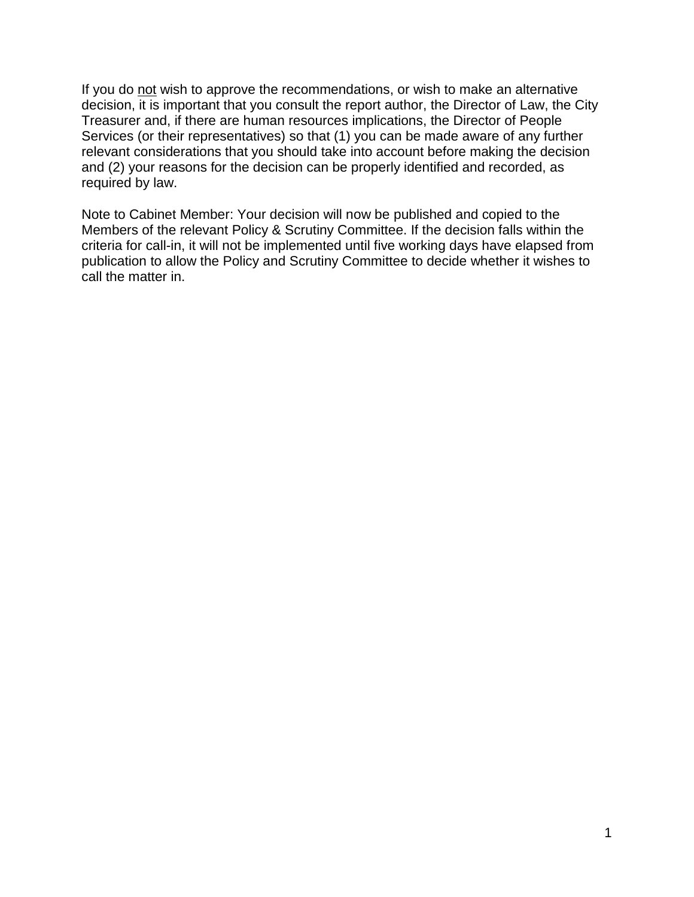If you do <u>not</u> wish to approve the recommendations, or wish to make an alternative decision, it is important that you consult the report author, the Director of Law, the City Treasurer and, if there are human resources implications, the Director of People Services (or their representatives) so that (1) you can be made aware of any further relevant considerations that you should take into account before making the decision and (2) your reasons for the decision can be properly identified and recorded, as required by law.

Note to Cabinet Member: Your decision will now be published and copied to the Members of the relevant Policy & Scrutiny Committee. If the decision falls within the criteria for call-in, it will not be implemented until five working days have elapsed from publication to allow the Policy and Scrutiny Committee to decide whether it wishes to call the matter in.